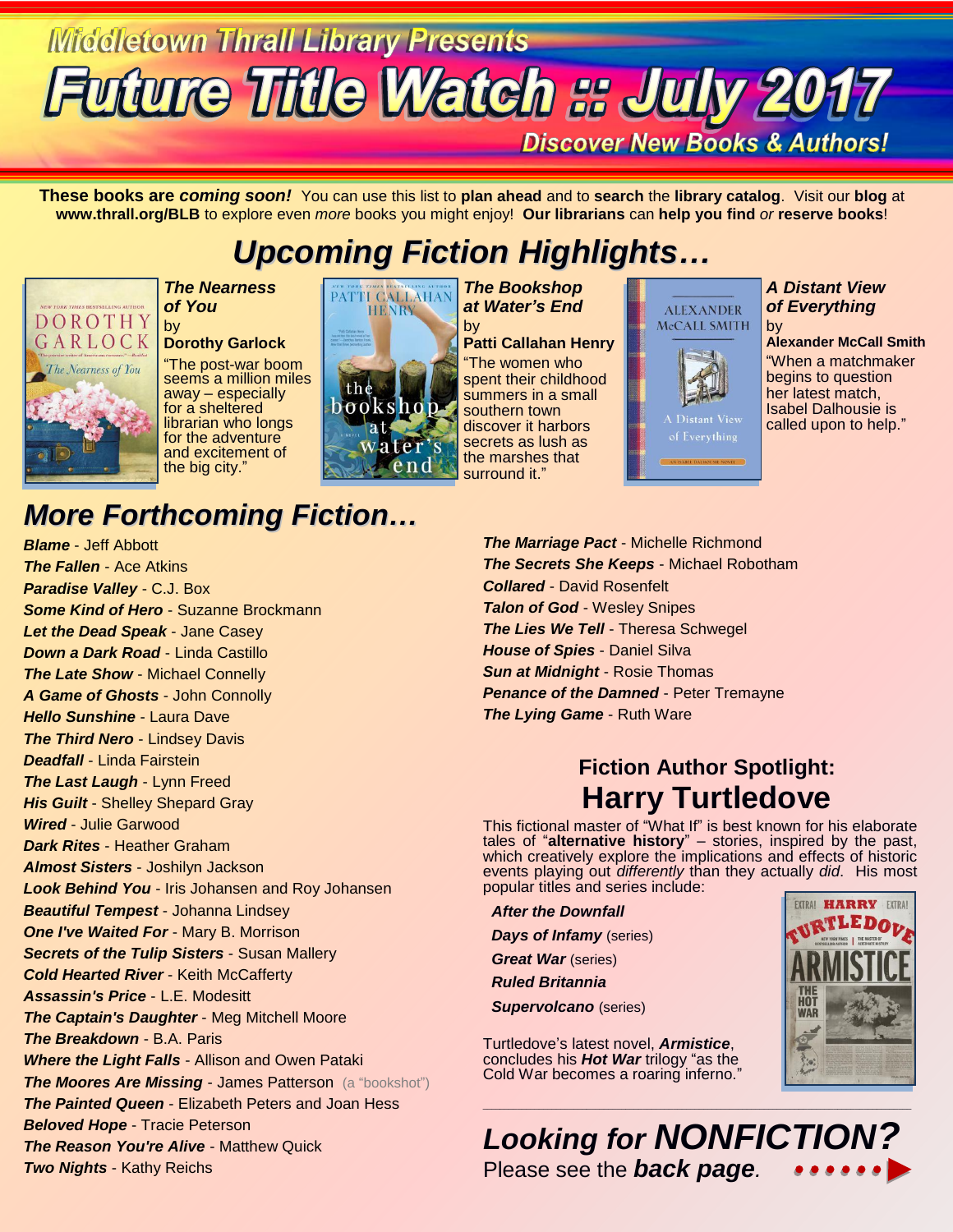Middletown Thrall Library Presents

# Future Title Watch :: July 2017

**Discover New Books & Authors!**

**These books are *coming soon!*** You can use this list to **plan ahead** and to **search** the **library catalog**. Visit our **blog** at **www.thrall.org/BLB** to explore even *more* books you might enjoy! **Our librarians** can **help you find** *or* **reserve books**!

## Upcoming Fiction Highlights…

***The Nearness of You*** by **Dorothy Garlock**
"The post-war boom seems a million miles away – especially for a sheltered librarian who longs for the adventure and excitement of the big city."

***The Bookshop at Water's End*** by **Patti Callahan Henry**
"The women who spent their childhood summers in a small southern town discover it harbors secrets as lush as the marshes that surround it."

***A Distant View of Everything*** by **Alexander McCall Smith**
"When a matchmaker begins to question her latest match, Isabel Dalhousie is called upon to help."

## More Forthcoming Fiction…

- ***Blame*** - Jeff Abbott
- ***The Fallen*** - Ace Atkins
- ***Paradise Valley*** - C.J. Box
- ***Some Kind of Hero*** - Suzanne Brockmann
- ***Let the Dead Speak*** - Jane Casey
- ***Down a Dark Road*** - Linda Castillo
- ***The Late Show*** - Michael Connelly
- ***A Game of Ghosts*** - John Connolly
- ***Hello Sunshine*** - Laura Dave
- ***The Third Nero*** - Lindsey Davis
- ***Deadfall*** - Linda Fairstein
- ***The Last Laugh*** - Lynn Freed
- ***His Guilt*** - Shelley Shepard Gray
- ***Wired*** - Julie Garwood
- ***Dark Rites*** - Heather Graham
- ***Almost Sisters*** - Joshilyn Jackson
- ***Look Behind You*** - Iris Johansen and Roy Johansen
- ***Beautiful Tempest*** - Johanna Lindsey
- ***One I've Waited For*** - Mary B. Morrison
- ***Secrets of the Tulip Sisters*** - Susan Mallery
- ***Cold Hearted River*** - Keith McCafferty
- ***Assassin's Price*** - L.E. Modesitt
- ***The Captain's Daughter*** - Meg Mitchell Moore
- ***The Breakdown*** - B.A. Paris
- ***Where the Light Falls*** - Allison and Owen Pataki
- ***The Moores Are Missing*** - James Patterson (a "bookshot")
- ***The Painted Queen*** - Elizabeth Peters and Joan Hess
- ***Beloved Hope*** - Tracie Peterson
- ***The Reason You're Alive*** - Matthew Quick
- ***Two Nights*** - Kathy Reichs
- ***The Marriage Pact*** - Michelle Richmond
- ***The Secrets She Keeps*** - Michael Robotham
- ***Collared*** - David Rosenfelt
- ***Talon of God*** - Wesley Snipes
- ***The Lies We Tell*** - Theresa Schwegel
- ***House of Spies*** - Daniel Silva
- ***Sun at Midnight*** - Rosie Thomas
- ***Penance of the Damned*** - Peter Tremayne
- ***The Lying Game*** - Ruth Ware

### Fiction Author Spotlight: Harry Turtledove

This fictional master of "What If" is best known for his elaborate tales of "**alternative history**" – stories, inspired by the past, which creatively explore the implications and effects of historic events playing out *differently* than they actually *did*. His most popular titles and series include:

- ***After the Downfall***
- ***Days of Infamy*** (series)
- ***Great War*** (series)
- ***Ruled Britannia***
- ***Supervolcano*** (series)

Turtledove's latest novel, ***Armistice***, concludes his ***Hot War*** trilogy "as the Cold War becomes a roaring inferno."

---

## Looking for NONFICTION?

Please see the ***back page***.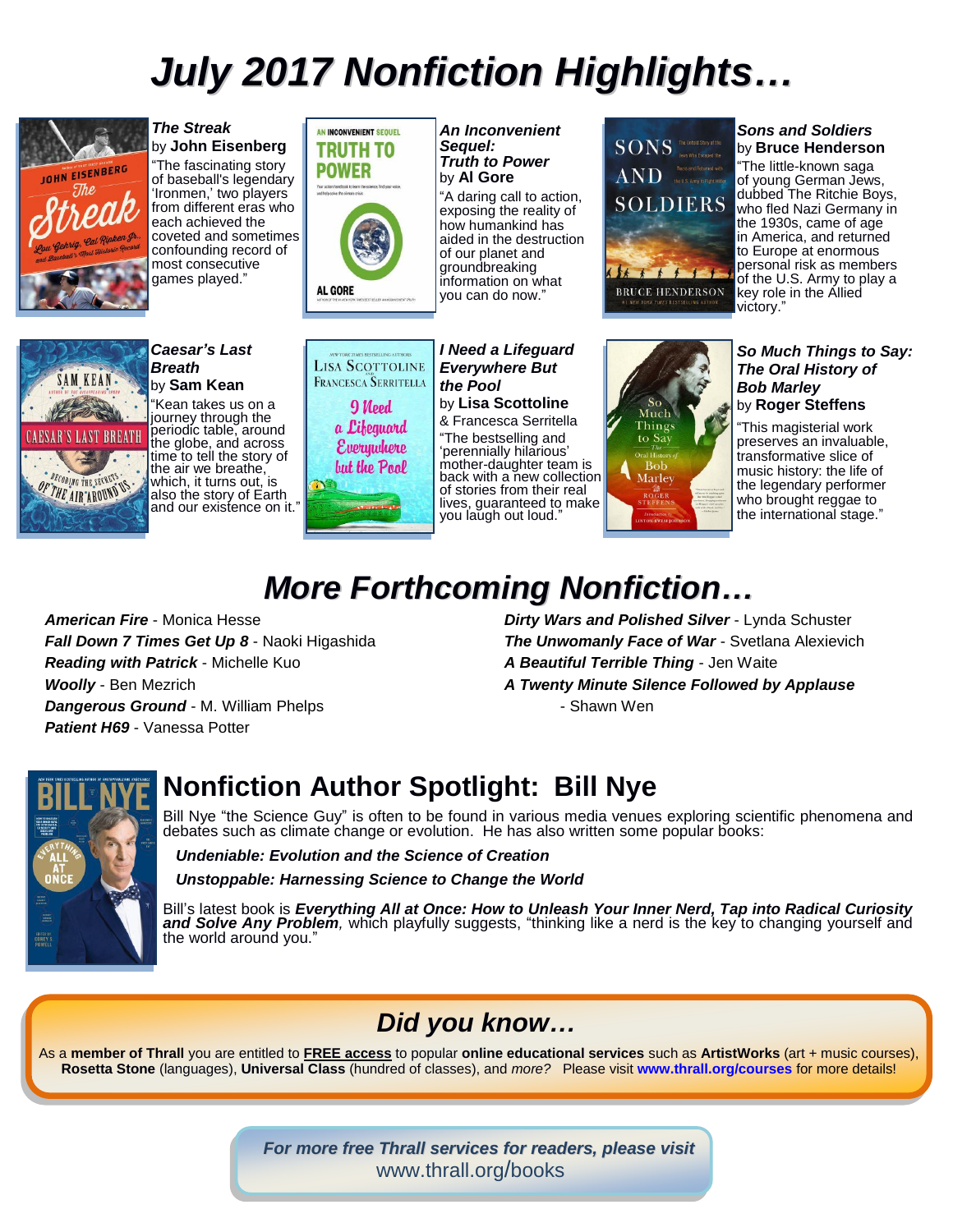# July 2017 Nonfiction Highlights…

***The Streak***
by **John Eisenberg**
"The fascinating story of baseball's legendary 'Ironmen,' two players from different eras who each achieved the coveted and sometimes confounding record of most consecutive games played."

***An Inconvenient Sequel: Truth to Power***
by **Al Gore**
"A daring call to action, exposing the reality of how humankind has aided in the destruction of our planet and groundbreaking information on what you can do now."

***Sons and Soldiers***
by **Bruce Henderson**
"The little-known saga of young German Jews, dubbed The Ritchie Boys, who fled Nazi Germany in the 1930s, came of age in America, and returned to Europe at enormous personal risk as members of the U.S. Army to play a key role in the Allied victory."

***Caesar's Last Breath***
by **Sam Kean**
"Kean takes us on a journey through the periodic table, around the globe, and across time to tell the story of the air we breathe, which, it turns out, is also the story of Earth and our existence on it."

***I Need a Lifeguard Everywhere But the Pool***
by **Lisa Scottoline** & Francesca Serritella
"The bestselling and 'perennially hilarious' mother-daughter team is back with a new collection of stories from their real lives, guaranteed to make you laugh out loud."

***So Much Things to Say: The Oral History of Bob Marley***
by **Roger Steffens**
"This magisterial work preserves an invaluable, transformative slice of music history: the life of the legendary performer who brought reggae to the international stage."

## More Forthcoming Nonfiction…

***American Fire*** - Monica Hesse
***Fall Down 7 Times Get Up 8*** - Naoki Higashida
***Reading with Patrick*** - Michelle Kuo
***Woolly*** - Ben Mezrich
***Dangerous Ground*** - M. William Phelps
***Patient H69*** - Vanessa Potter
***Dirty Wars and Polished Silver*** - Lynda Schuster
***The Unwomanly Face of War*** - Svetlana Alexievich
***A Beautiful Terrible Thing*** - Jen Waite
***A Twenty Minute Silence Followed by Applause*** - Shawn Wen

## Nonfiction Author Spotlight: Bill Nye

Bill Nye "the Science Guy" is often to be found in various media venues exploring scientific phenomena and debates such as climate change or evolution. He has also written some popular books:

***Undeniable: Evolution and the Science of Creation***

***Unstoppable: Harnessing Science to Change the World***

Bill's latest book is ***Everything All at Once: How to Unleash Your Inner Nerd, Tap into Radical Curiosity and Solve Any Problem****,* which playfully suggests, "thinking like a nerd is the key to changing yourself and the world around you."

## *Did you know…*

As a **member of Thrall** you are entitled to **FREE access** to popular **online educational services** such as **ArtistWorks** (art + music courses), **Rosetta Stone** (languages), **Universal Class** (hundred of classes), and *more?* Please visit **www.thrall.org/courses** for more details!

***For more free Thrall services for readers, please visit***
www.thrall.org/books